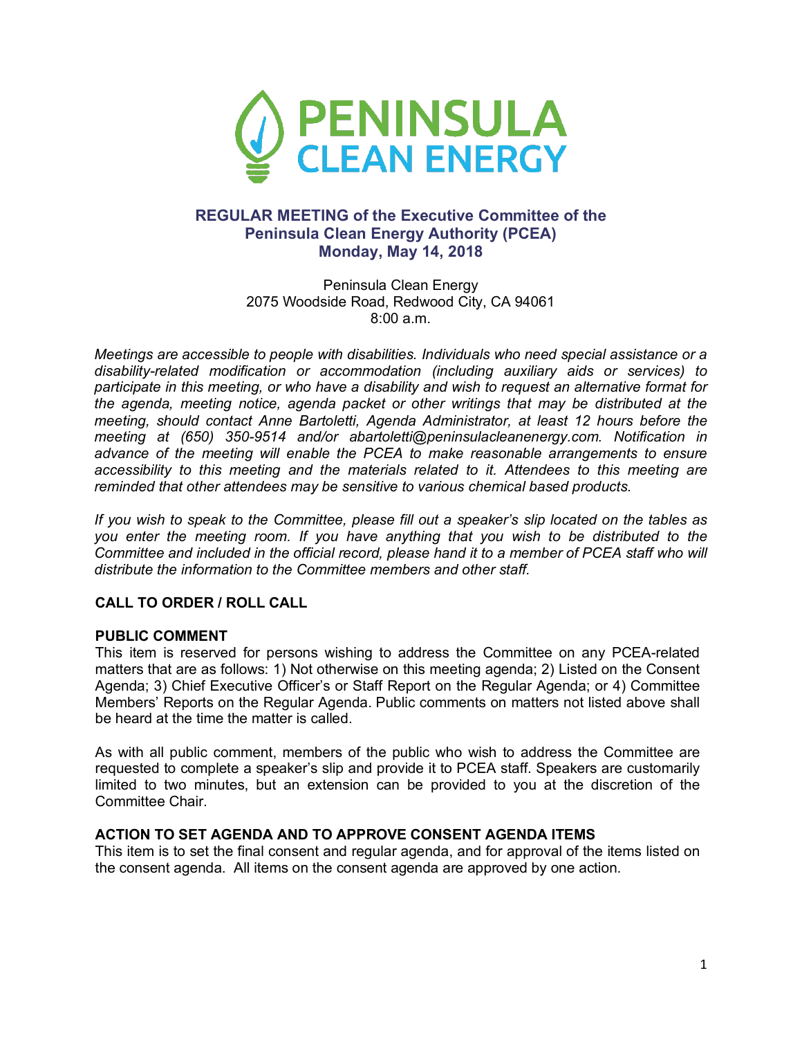PENINSULA CLEAN ENERGY

## REGULAR MEETING of the Executive Committee of the Peninsula Clean Energy Authority (PCEA)
## Monday, May 14, 2018

Peninsula Clean Energy
2075 Woodside Road, Redwood City, CA 94061
8:00 a.m.

*Meetings are accessible to people with disabilities. Individuals who need special assistance or a disability-related modification or accommodation (including auxiliary aids or services) to participate in this meeting, or who have a disability and wish to request an alternative format for the agenda, meeting notice, agenda packet or other writings that may be distributed at the meeting, should contact Anne Bartoletti, Agenda Administrator, at least 12 hours before the meeting at (650) 350-9514 and/or abartoletti@peninsulacleanenergy.com. Notification in advance of the meeting will enable the PCEA to make reasonable arrangements to ensure accessibility to this meeting and the materials related to it. Attendees to this meeting are reminded that other attendees may be sensitive to various chemical based products.*

*If you wish to speak to the Committee, please fill out a speaker's slip located on the tables as you enter the meeting room. If you have anything that you wish to be distributed to the Committee and included in the official record, please hand it to a member of PCEA staff who will distribute the information to the Committee members and other staff.*

**CALL TO ORDER / ROLL CALL**

**PUBLIC COMMENT**

This item is reserved for persons wishing to address the Committee on any PCEA-related matters that are as follows: 1) Not otherwise on this meeting agenda; 2) Listed on the Consent Agenda; 3) Chief Executive Officer's or Staff Report on the Regular Agenda; or 4) Committee Members' Reports on the Regular Agenda. Public comments on matters not listed above shall be heard at the time the matter is called.

As with all public comment, members of the public who wish to address the Committee are requested to complete a speaker's slip and provide it to PCEA staff. Speakers are customarily limited to two minutes, but an extension can be provided to you at the discretion of the Committee Chair.

**ACTION TO SET AGENDA AND TO APPROVE CONSENT AGENDA ITEMS**

This item is to set the final consent and regular agenda, and for approval of the items listed on the consent agenda. All items on the consent agenda are approved by one action.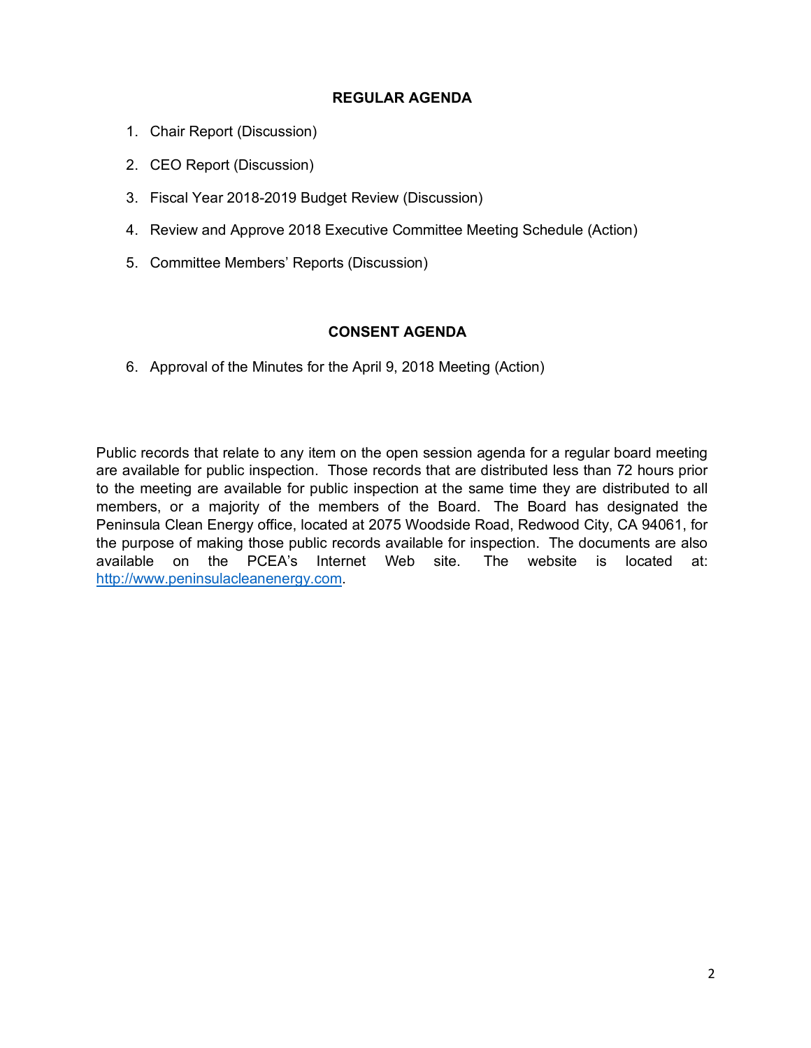## REGULAR AGENDA

1. Chair Report (Discussion)
2. CEO Report (Discussion)
3. Fiscal Year 2018-2019 Budget Review (Discussion)
4. Review and Approve 2018 Executive Committee Meeting Schedule (Action)
5. Committee Members' Reports (Discussion)

## CONSENT AGENDA

6. Approval of the Minutes for the April 9, 2018 Meeting (Action)

Public records that relate to any item on the open session agenda for a regular board meeting are available for public inspection. Those records that are distributed less than 72 hours prior to the meeting are available for public inspection at the same time they are distributed to all members, or a majority of the members of the Board. The Board has designated the Peninsula Clean Energy office, located at 2075 Woodside Road, Redwood City, CA 94061, for the purpose of making those public records available for inspection. The documents are also available on the PCEA's Internet Web site. The website is located at: http://www.peninsulacleanenergy.com.